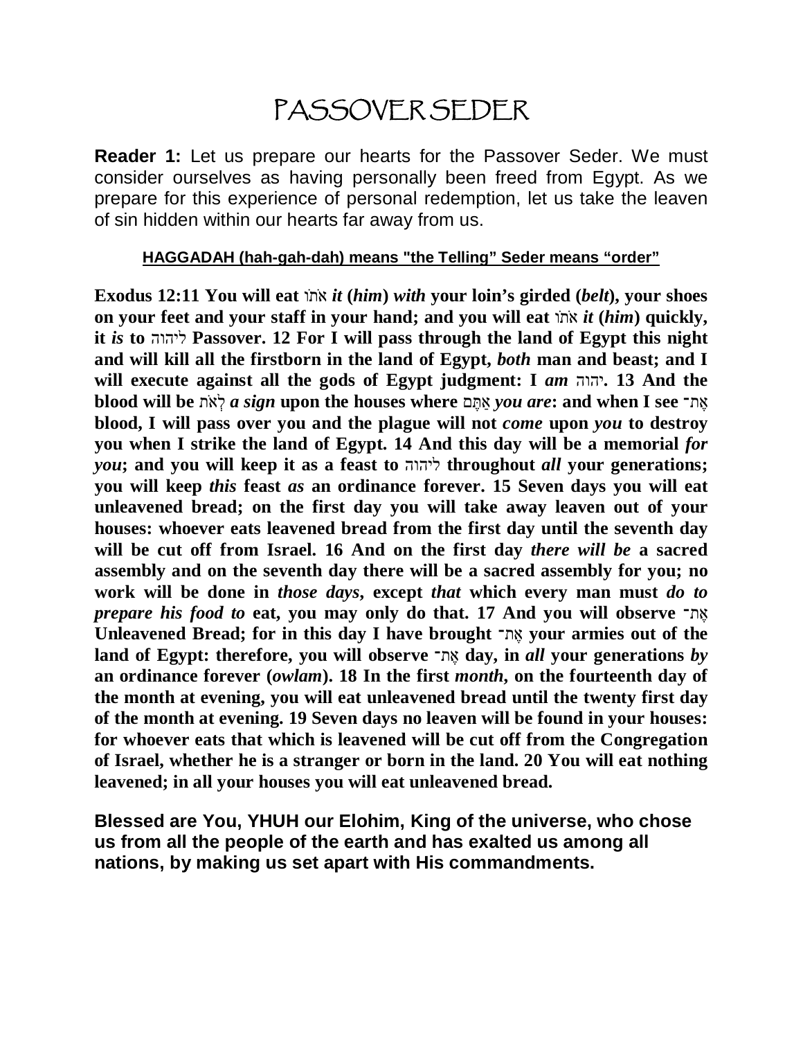# PASSOVER SEDER

**Reader 1:** Let us prepare our hearts for the Passover Seder. We must consider ourselves as having personally been freed from Egypt. As we prepare for this experience of personal redemption, let us take the leaven of sin hidden within our hearts far away from us.

**HAGGADAH (hah-gah-dah) means "the Telling" Seder means "order"**

**Exodus 12:11 You will eat אֹתוֹ *it* (*him*) *with* your loin's girded (*belt*), your shoes on your feet and your staff in your hand; and you will eat אֹתוֹ *it* (*him*) quickly, it *is* to ליהוה Passover. 12 For I will pass through the land of Egypt this night and will kill all the firstborn in the land of Egypt, *both* man and beast; and I will execute against all the gods of Egypt judgment: I *am* יהוה. 13 And the blood will be לְאֹת *a sign* upon the houses where אַתֶּם *you are*: and when I see אֶת־ blood, I will pass over you and the plague will not *come* upon *you* to destroy you when I strike the land of Egypt. 14 And this day will be a memorial *for you*; and you will keep it as a feast to ליהוה throughout *all* your generations; you will keep *this* feast *as* an ordinance forever. 15 Seven days you will eat unleavened bread; on the first day you will take away leaven out of your houses: whoever eats leavened bread from the first day until the seventh day will be cut off from Israel. 16 And on the first day *there will be* a sacred assembly and on the seventh day there will be a sacred assembly for you; no work will be done in *those days*, except *that* which every man must *do to prepare his food to* eat, you may only do that. 17 And you will observe אֶת־ Unleavened Bread; for in this day I have brought אֶת־ your armies out of the land of Egypt: therefore, you will observe אֶת־ day, in *all* your generations *by* an ordinance forever (*owlam*). 18 In the first *month*, on the fourteenth day of the month at evening, you will eat unleavened bread until the twenty first day of the month at evening. 19 Seven days no leaven will be found in your houses: for whoever eats that which is leavened will be cut off from the Congregation of Israel, whether he is a stranger or born in the land. 20 You will eat nothing leavened; in all your houses you will eat unleavened bread.**

**Blessed are You, YHUH our Elohim, King of the universe, who chose us from all the people of the earth and has exalted us among all nations, by making us set apart with His commandments.**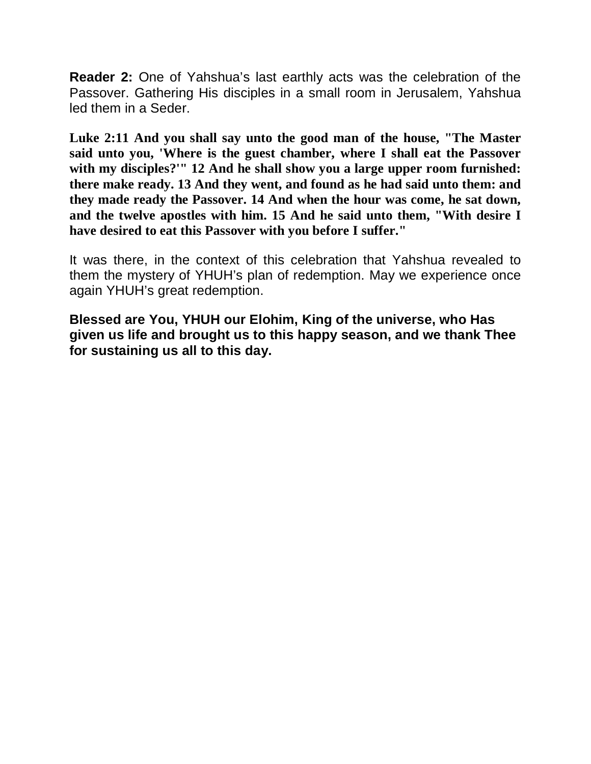**Reader 2:** One of Yahshua's last earthly acts was the celebration of the Passover. Gathering His disciples in a small room in Jerusalem, Yahshua led them in a Seder.

**Luke 2:11 And you shall say unto the good man of the house, "The Master said unto you, 'Where is the guest chamber, where I shall eat the Passover with my disciples?'" 12 And he shall show you a large upper room furnished: there make ready. 13 And they went, and found as he had said unto them: and they made ready the Passover. 14 And when the hour was come, he sat down, and the twelve apostles with him. 15 And he said unto them, "With desire I have desired to eat this Passover with you before I suffer."**

It was there, in the context of this celebration that Yahshua revealed to them the mystery of YHUH's plan of redemption. May we experience once again YHUH's great redemption.

**Blessed are You, YHUH our Elohim, King of the universe, who Has given us life and brought us to this happy season, and we thank Thee for sustaining us all to this day.**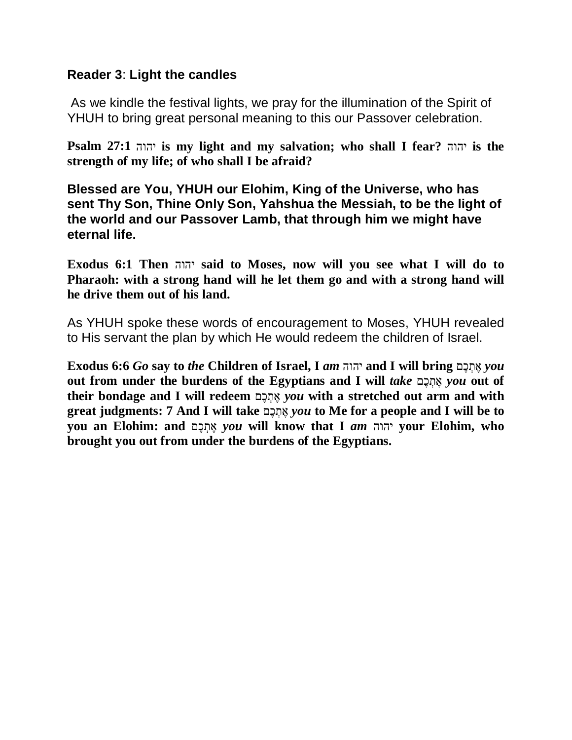**Reader 3**: **Light the candles**

As we kindle the festival lights, we pray for the illumination of the Spirit of YHUH to bring great personal meaning to this our Passover celebration.

**Psalm 27:1 יהוה is my light and my salvation; who shall I fear? יהוה is the strength of my life; of who shall I be afraid?**

**Blessed are You, YHUH our Elohim, King of the Universe, who has sent Thy Son, Thine Only Son, Yahshua the Messiah, to be the light of the world and our Passover Lamb, that through him we might have eternal life.**

**Exodus 6:1 Then יהוה said to Moses, now will you see what I will do to Pharaoh: with a strong hand will he let them go and with a strong hand will he drive them out of his land.**

As YHUH spoke these words of encouragement to Moses, YHUH revealed to His servant the plan by which He would redeem the children of Israel.

**Exodus 6:6 *Go* say to *the* Children of Israel, I *am* יהוה and I will bring אֶתְכֶם *you* out from under the burdens of the Egyptians and I will *take* אֶתְכֶם *you* out of their bondage and I will redeem אֶתְכֶם *you* with a stretched out arm and with great judgments: 7 And I will take אֶתְכֶם *you* to Me for a people and I will be to you an Elohim: and אֶתְכֶם *you* will know that I *am* יהוה your Elohim, who brought you out from under the burdens of the Egyptians.**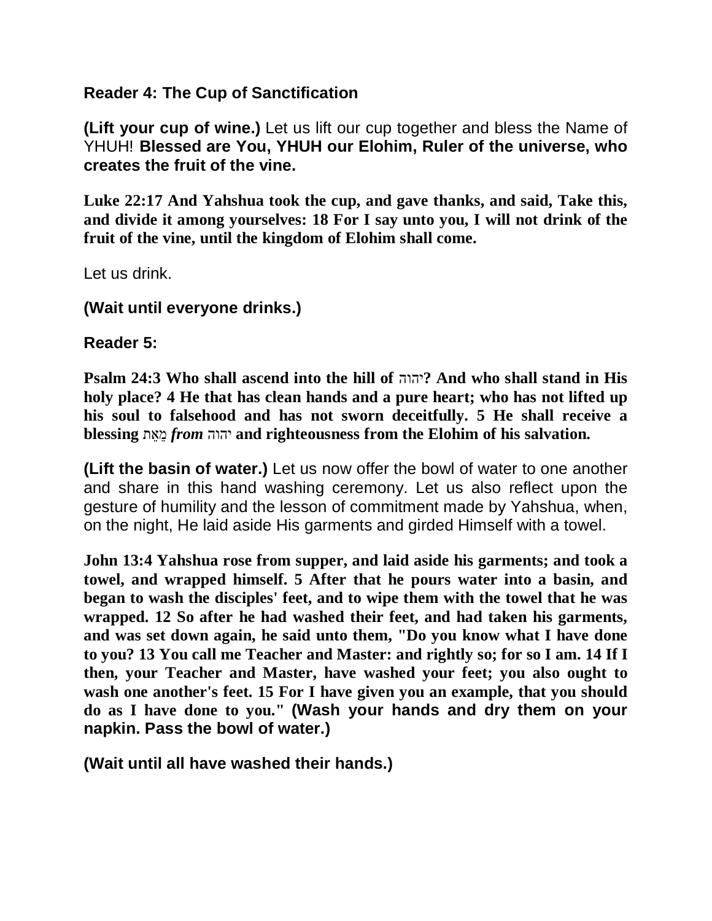**Reader 4: The Cup of Sanctification**

**(Lift your cup of wine.)** Let us lift our cup together and bless the Name of YHUH! **Blessed are You, YHUH our Elohim, Ruler of the universe, who creates the fruit of the vine.**

**Luke 22:17 And Yahshua took the cup, and gave thanks, and said, Take this, and divide it among yourselves: 18 For I say unto you, I will not drink of the fruit of the vine, until the kingdom of Elohim shall come.**

Let us drink.

**(Wait until everyone drinks.)**

**Reader 5:**

**Psalm 24:3 Who shall ascend into the hill of יהוה? And who shall stand in His holy place? 4 He that has clean hands and a pure heart; who has not lifted up his soul to falsehood and has not sworn deceitfully. 5 He shall receive a blessing מֵאֵת *from* יהוה and righteousness from the Elohim of his salvation.**

**(Lift the basin of water.)** Let us now offer the bowl of water to one another and share in this hand washing ceremony. Let us also reflect upon the gesture of humility and the lesson of commitment made by Yahshua, when, on the night, He laid aside His garments and girded Himself with a towel.

**John 13:4 Yahshua rose from supper, and laid aside his garments; and took a towel, and wrapped himself. 5 After that he pours water into a basin, and began to wash the disciples' feet, and to wipe them with the towel that he was wrapped. 12 So after he had washed their feet, and had taken his garments, and was set down again, he said unto them, "Do you know what I have done to you? 13 You call me Teacher and Master: and rightly so; for so I am. 14 If I then, your Teacher and Master, have washed your feet; you also ought to wash one another's feet. 15 For I have given you an example, that you should do as I have done to you." (Wash your hands and dry them on your napkin. Pass the bowl of water.)**

**(Wait until all have washed their hands.)**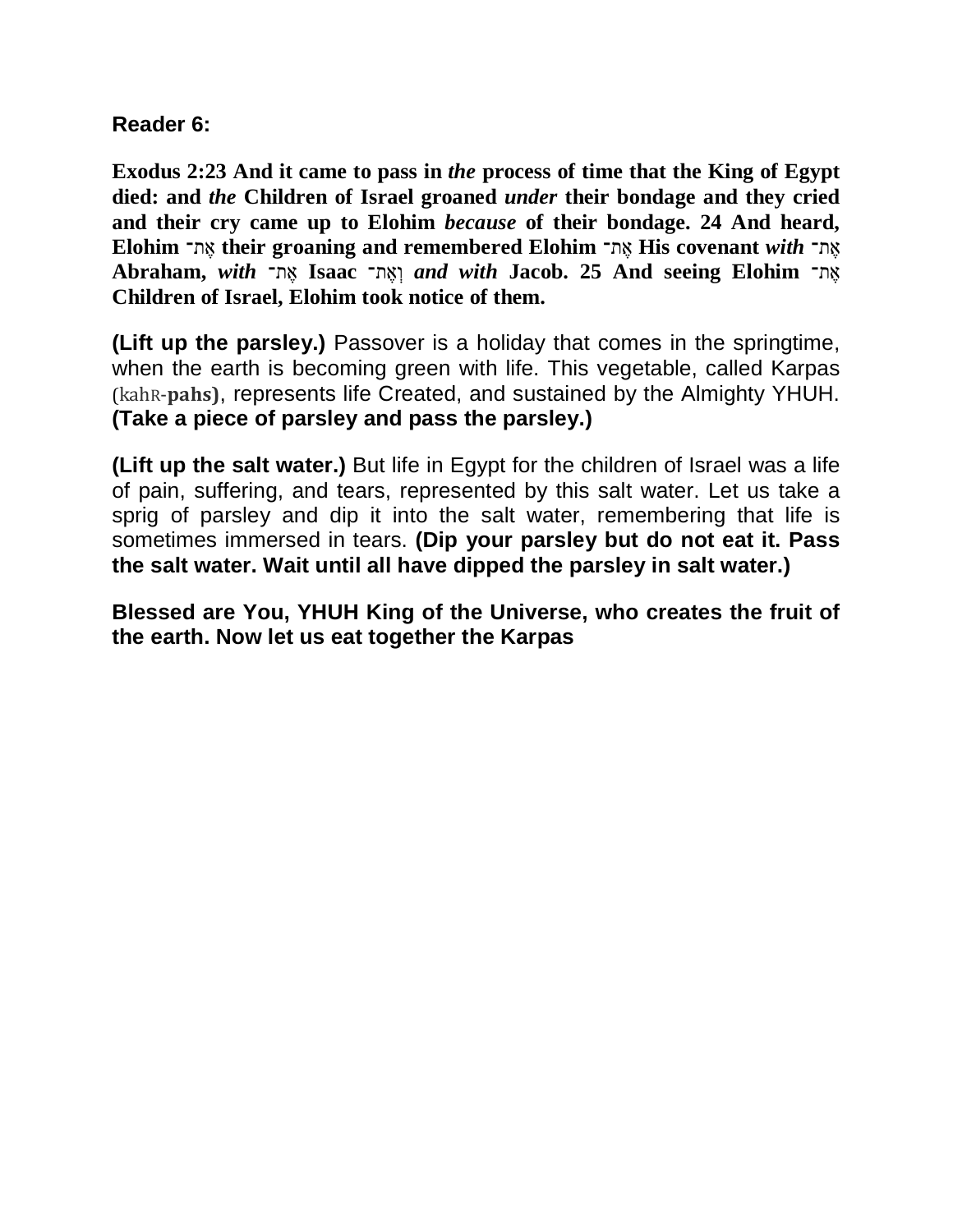**Reader 6:**

**Exodus 2:23 And it came to pass in *the* process of time that the King of Egypt died: and *the* Children of Israel groaned *under* their bondage and they cried and their cry came up to Elohim *because* of their bondage. 24 And heard, Elohim ־אֶת their groaning and remembered Elohim ־אֶת His covenant *with* ־אֶת Abraham, *with* ־אֶת Isaac ־וְאֶת *and with* Jacob. 25 And seeing Elohim ־אֶת Children of Israel, Elohim took notice of them.**

**(Lift up the parsley.)** Passover is a holiday that comes in the springtime, when the earth is becoming green with life. This vegetable, called Karpas (kahR-**pahs)**, represents life Created, and sustained by the Almighty YHUH. **(Take a piece of parsley and pass the parsley.)**

**(Lift up the salt water.)** But life in Egypt for the children of Israel was a life of pain, suffering, and tears, represented by this salt water. Let us take a sprig of parsley and dip it into the salt water, remembering that life is sometimes immersed in tears. **(Dip your parsley but do not eat it. Pass the salt water. Wait until all have dipped the parsley in salt water.)**

**Blessed are You, YHUH King of the Universe, who creates the fruit of the earth. Now let us eat together the Karpas**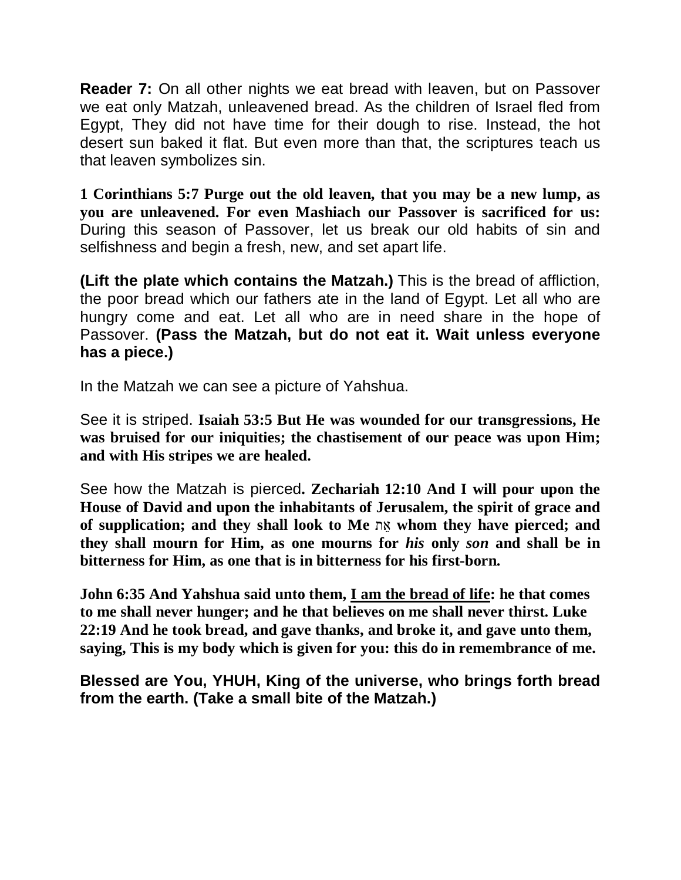**Reader 7:** On all other nights we eat bread with leaven, but on Passover we eat only Matzah, unleavened bread. As the children of Israel fled from Egypt, They did not have time for their dough to rise. Instead, the hot desert sun baked it flat. But even more than that, the scriptures teach us that leaven symbolizes sin.

**1 Corinthians 5:7 Purge out the old leaven, that you may be a new lump, as you are unleavened. For even Mashiach our Passover is sacrificed for us:** During this season of Passover, let us break our old habits of sin and selfishness and begin a fresh, new, and set apart life.

**(Lift the plate which contains the Matzah.)** This is the bread of affliction, the poor bread which our fathers ate in the land of Egypt. Let all who are hungry come and eat. Let all who are in need share in the hope of Passover. **(Pass the Matzah, but do not eat it. Wait unless everyone has a piece.)**

In the Matzah we can see a picture of Yahshua.

See it is striped. **Isaiah 53:5 But He was wounded for our transgressions, He was bruised for our iniquities; the chastisement of our peace was upon Him; and with His stripes we are healed.**

See how the Matzah is pierced**. Zechariah 12:10 And I will pour upon the House of David and upon the inhabitants of Jerusalem, the spirit of grace and of supplication; and they shall look to Me אֵת whom they have pierced; and they shall mourn for Him, as one mourns for *his* only *son* and shall be in bitterness for Him, as one that is in bitterness for his first-born.**

**John 6:35 And Yahshua said unto them, <u>I am the bread of life</u>: he that comes to me shall never hunger; and he that believes on me shall never thirst. Luke 22:19 And he took bread, and gave thanks, and broke it, and gave unto them, saying, This is my body which is given for you: this do in remembrance of me.**

**Blessed are You, YHUH, King of the universe, who brings forth bread from the earth. (Take a small bite of the Matzah.)**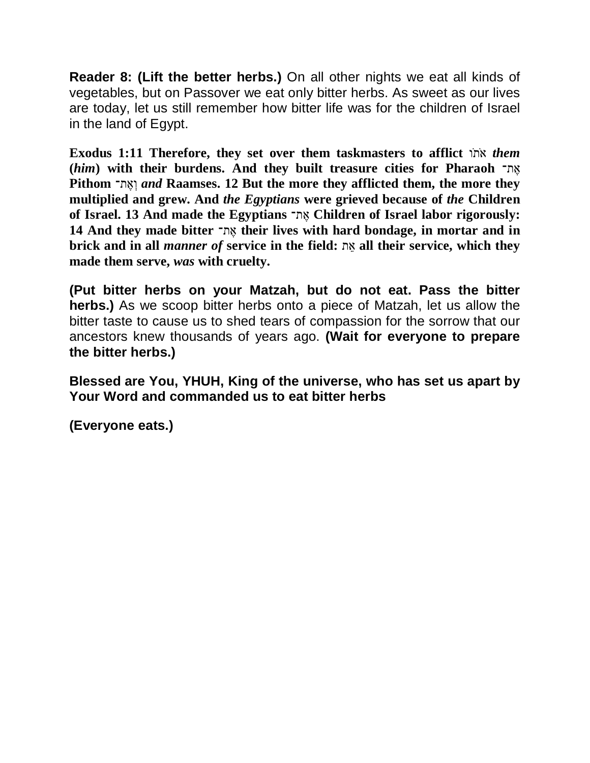**Reader 8: (Lift the better herbs.)** On all other nights we eat all kinds of vegetables, but on Passover we eat only bitter herbs. As sweet as our lives are today, let us still remember how bitter life was for the children of Israel in the land of Egypt.

**Exodus 1:11 Therefore, they set over them taskmasters to afflict אֹתוֹ *them* (*him*) with their burdens. And they built treasure cities for Pharaoh אֶת־ Pithom וְאֶת־ *and* Raamses. 12 But the more they afflicted them, the more they multiplied and grew. And *the Egyptians* were grieved because of *the* Children of Israel. 13 And made the Egyptians אֶת־ Children of Israel labor rigorously: 14 And they made bitter אֶת־ their lives with hard bondage, in mortar and in brick and in all *manner of* service in the field: אֵת all their service, which they made them serve, *was* with cruelty.**

**(Put bitter herbs on your Matzah, but do not eat. Pass the bitter herbs.)** As we scoop bitter herbs onto a piece of Matzah, let us allow the bitter taste to cause us to shed tears of compassion for the sorrow that our ancestors knew thousands of years ago. **(Wait for everyone to prepare the bitter herbs.)**

**Blessed are You, YHUH, King of the universe, who has set us apart by Your Word and commanded us to eat bitter herbs**

**(Everyone eats.)**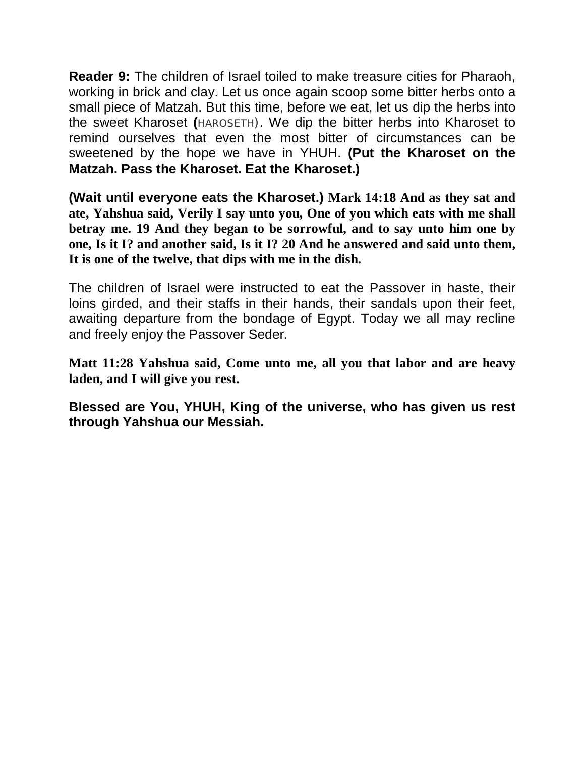**Reader 9:** The children of Israel toiled to make treasure cities for Pharaoh, working in brick and clay. Let us once again scoop some bitter herbs onto a small piece of Matzah. But this time, before we eat, let us dip the herbs into the sweet Kharoset **(**HAROSETH). We dip the bitter herbs into Kharoset to remind ourselves that even the most bitter of circumstances can be sweetened by the hope we have in YHUH. **(Put the Kharoset on the Matzah. Pass the Kharoset. Eat the Kharoset.)**

**(Wait until everyone eats the Kharoset.) Mark 14:18 And as they sat and ate, Yahshua said, Verily I say unto you, One of you which eats with me shall betray me. 19 And they began to be sorrowful, and to say unto him one by one, Is it I? and another said, Is it I? 20 And he answered and said unto them, It is one of the twelve, that dips with me in the dish.**

The children of Israel were instructed to eat the Passover in haste, their loins girded, and their staffs in their hands, their sandals upon their feet, awaiting departure from the bondage of Egypt. Today we all may recline and freely enjoy the Passover Seder.

**Matt 11:28 Yahshua said, Come unto me, all you that labor and are heavy laden, and I will give you rest.**

**Blessed are You, YHUH, King of the universe, who has given us rest through Yahshua our Messiah.**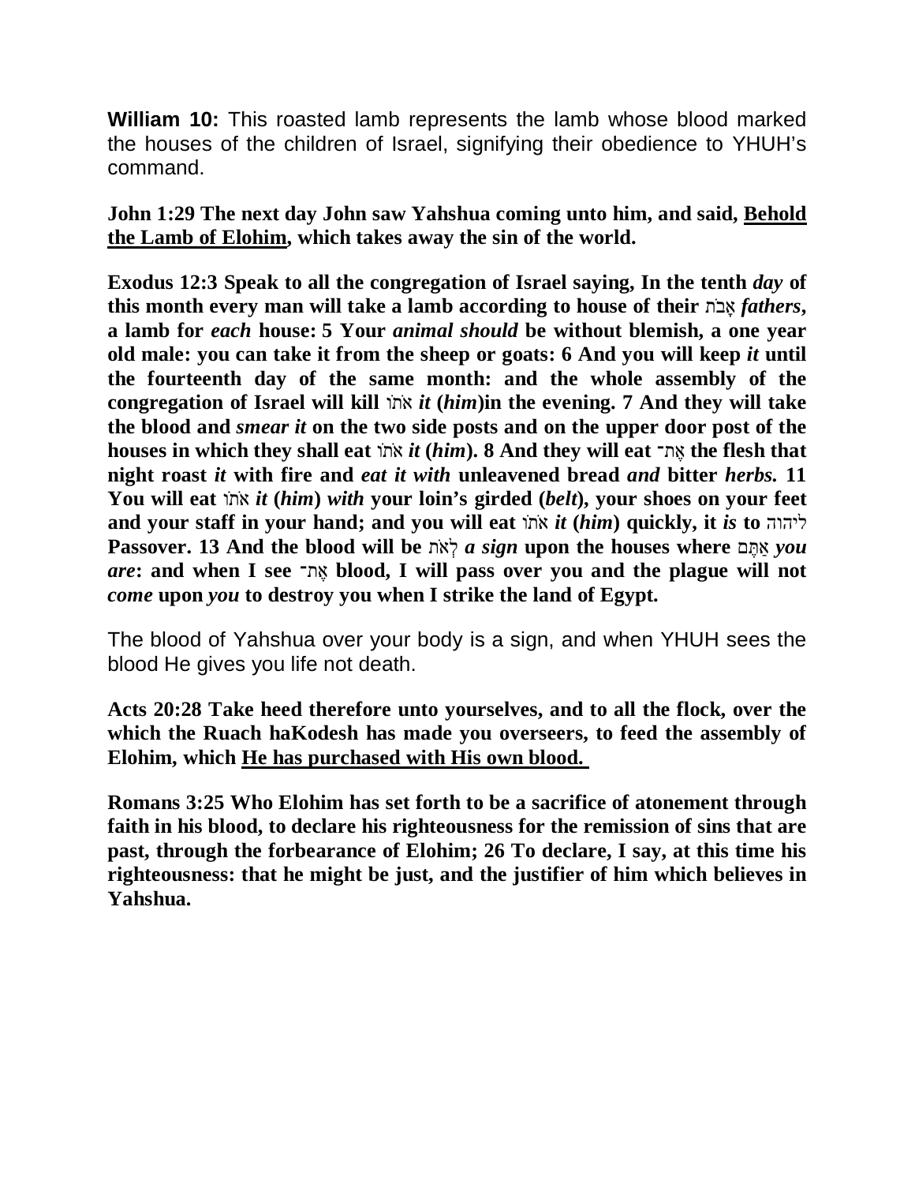**William 10:** This roasted lamb represents the lamb whose blood marked the houses of the children of Israel, signifying their obedience to YHUH's command.

**John 1:29 The next day John saw Yahshua coming unto him, and said, <u>Behold the Lamb of Elohim</u>, which takes away the sin of the world.**

**Exodus 12:3 Speak to all the congregation of Israel saying, In the tenth *day* of this month every man will take a lamb according to house of their אָבֹת *fathers*, a lamb for *each* house: 5 Your *animal should* be without blemish, a one year old male: you can take it from the sheep or goats: 6 And you will keep *it* until the fourteenth day of the same month: and the whole assembly of the congregation of Israel will kill אֹתֹו *it* (*him*)in the evening. 7 And they will take the blood and *smear it* on the two side posts and on the upper door post of the houses in which they shall eat אֹתֹו *it* (*him*). 8 And they will eat אֶת־ the flesh that night roast *it* with fire and *eat it with* unleavened bread *and* bitter *herbs.* 11 You will eat אֹתֹו *it* (*him*) *with* your loin's girded (*belt*), your shoes on your feet and your staff in your hand; and you will eat אֹתֹו *it* (*him*) quickly, it *is* to ליהוה Passover. 13 And the blood will be לְאֹת *a sign* upon the houses where אַתֶּם *you are*: and when I see אֶת־ blood, I will pass over you and the plague will not *come* upon *you* to destroy you when I strike the land of Egypt.**

The blood of Yahshua over your body is a sign, and when YHUH sees the blood He gives you life not death.

**Acts 20:28 Take heed therefore unto yourselves, and to all the flock, over the which the Ruach haKodesh has made you overseers, to feed the assembly of Elohim, which <u>He has purchased with His own blood.</u>**

**Romans 3:25 Who Elohim has set forth to be a sacrifice of atonement through faith in his blood, to declare his righteousness for the remission of sins that are past, through the forbearance of Elohim; 26 To declare, I say, at this time his righteousness: that he might be just, and the justifier of him which believes in Yahshua.**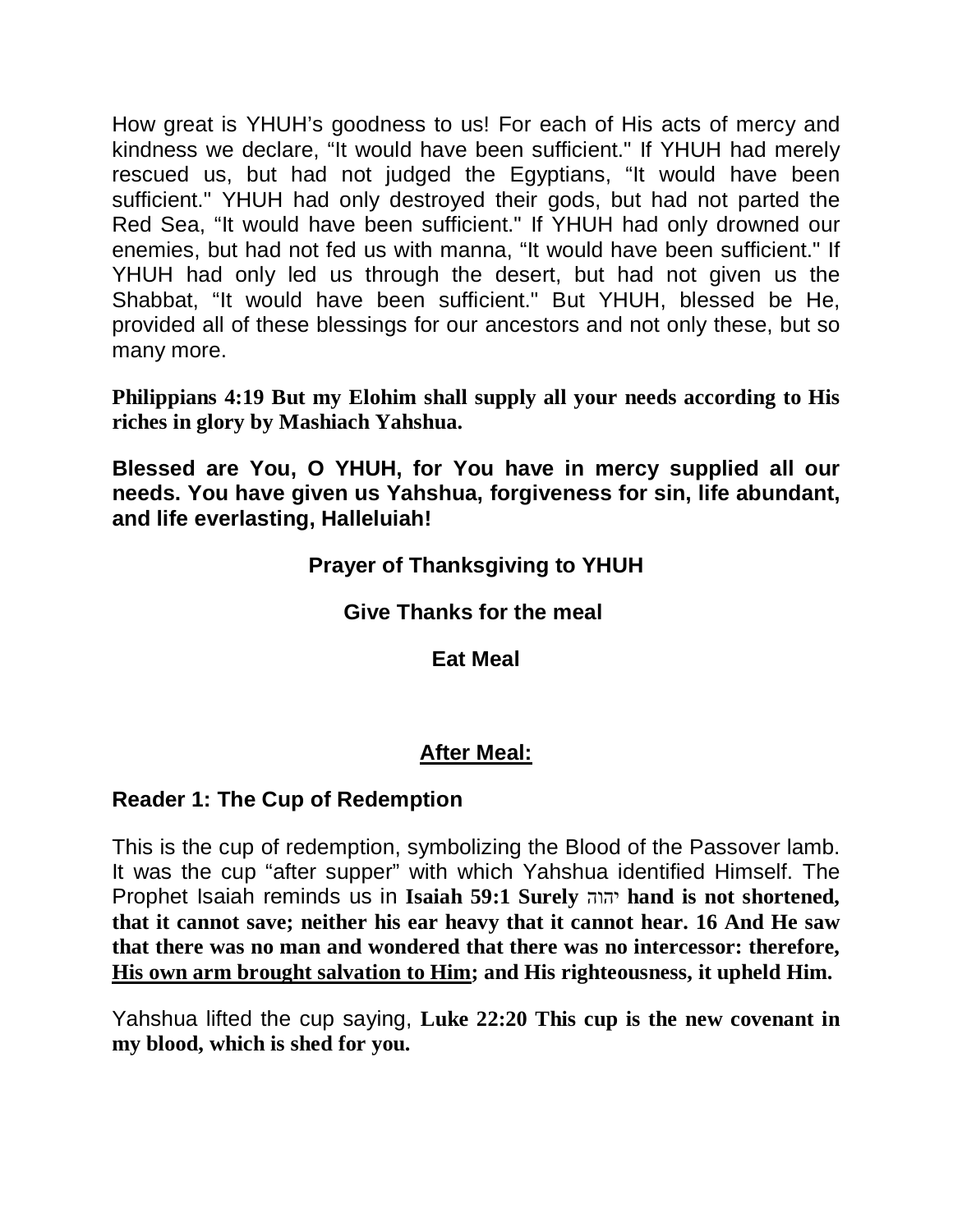How great is YHUH's goodness to us! For each of His acts of mercy and kindness we declare, "It would have been sufficient." If YHUH had merely rescued us, but had not judged the Egyptians, "It would have been sufficient." YHUH had only destroyed their gods, but had not parted the Red Sea, "It would have been sufficient." If YHUH had only drowned our enemies, but had not fed us with manna, "It would have been sufficient." If YHUH had only led us through the desert, but had not given us the Shabbat, "It would have been sufficient." But YHUH, blessed be He, provided all of these blessings for our ancestors and not only these, but so many more.

**Philippians 4:19 But my Elohim shall supply all your needs according to His riches in glory by Mashiach Yahshua.**

**Blessed are You, O YHUH, for You have in mercy supplied all our needs. You have given us Yahshua, forgiveness for sin, life abundant, and life everlasting, Halleluiah!**

**Prayer of Thanksgiving to YHUH**

**Give Thanks for the meal**

**Eat Meal**

## <u>After Meal:</u>

### Reader 1: The Cup of Redemption

This is the cup of redemption, symbolizing the Blood of the Passover lamb. It was the cup "after supper" with which Yahshua identified Himself. The Prophet Isaiah reminds us in **Isaiah 59:1 Surely יהוה hand is not shortened, that it cannot save; neither his ear heavy that it cannot hear. 16 And He saw that there was no man and wondered that there was no intercessor: therefore, <u>His own arm brought salvation to Him</u>; and His righteousness, it upheld Him.**

Yahshua lifted the cup saying, **Luke 22:20 This cup is the new covenant in my blood, which is shed for you.**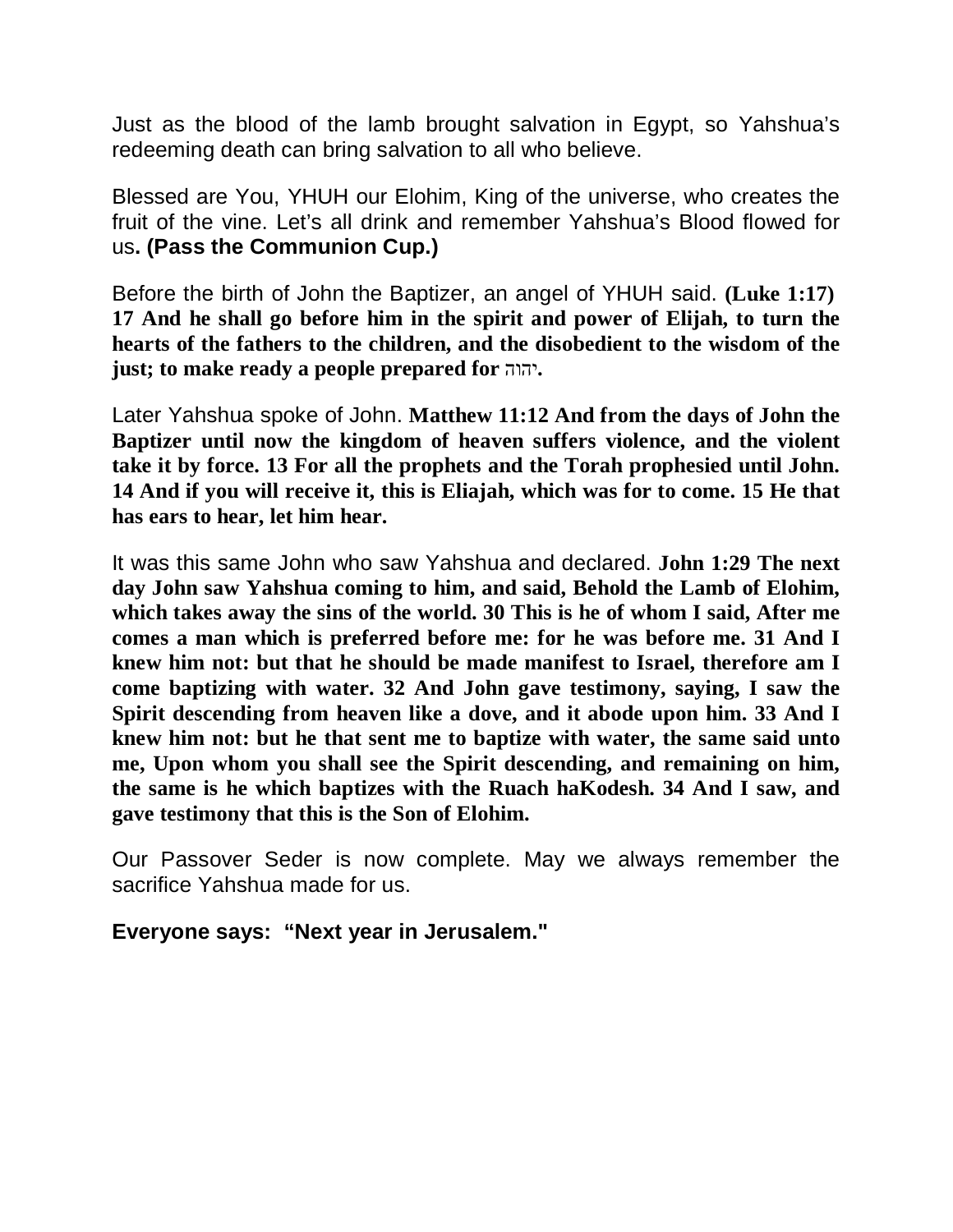Just as the blood of the lamb brought salvation in Egypt, so Yahshua's redeeming death can bring salvation to all who believe.

Blessed are You, YHUH our Elohim, King of the universe, who creates the fruit of the vine. Let's all drink and remember Yahshua's Blood flowed for us**. (Pass the Communion Cup.)**

Before the birth of John the Baptizer, an angel of YHUH said. **(Luke 1:17) 17 And he shall go before him in the spirit and power of Elijah, to turn the hearts of the fathers to the children, and the disobedient to the wisdom of the just; to make ready a people prepared for יהוה.**

Later Yahshua spoke of John. **Matthew 11:12 And from the days of John the Baptizer until now the kingdom of heaven suffers violence, and the violent take it by force. 13 For all the prophets and the Torah prophesied until John. 14 And if you will receive it, this is Eliajah, which was for to come. 15 He that has ears to hear, let him hear.**

It was this same John who saw Yahshua and declared. **John 1:29 The next day John saw Yahshua coming to him, and said, Behold the Lamb of Elohim, which takes away the sins of the world. 30 This is he of whom I said, After me comes a man which is preferred before me: for he was before me. 31 And I knew him not: but that he should be made manifest to Israel, therefore am I come baptizing with water. 32 And John gave testimony, saying, I saw the Spirit descending from heaven like a dove, and it abode upon him. 33 And I knew him not: but he that sent me to baptize with water, the same said unto me, Upon whom you shall see the Spirit descending, and remaining on him, the same is he which baptizes with the Ruach haKodesh. 34 And I saw, and gave testimony that this is the Son of Elohim.**

Our Passover Seder is now complete. May we always remember the sacrifice Yahshua made for us.

**Everyone says: "Next year in Jerusalem."**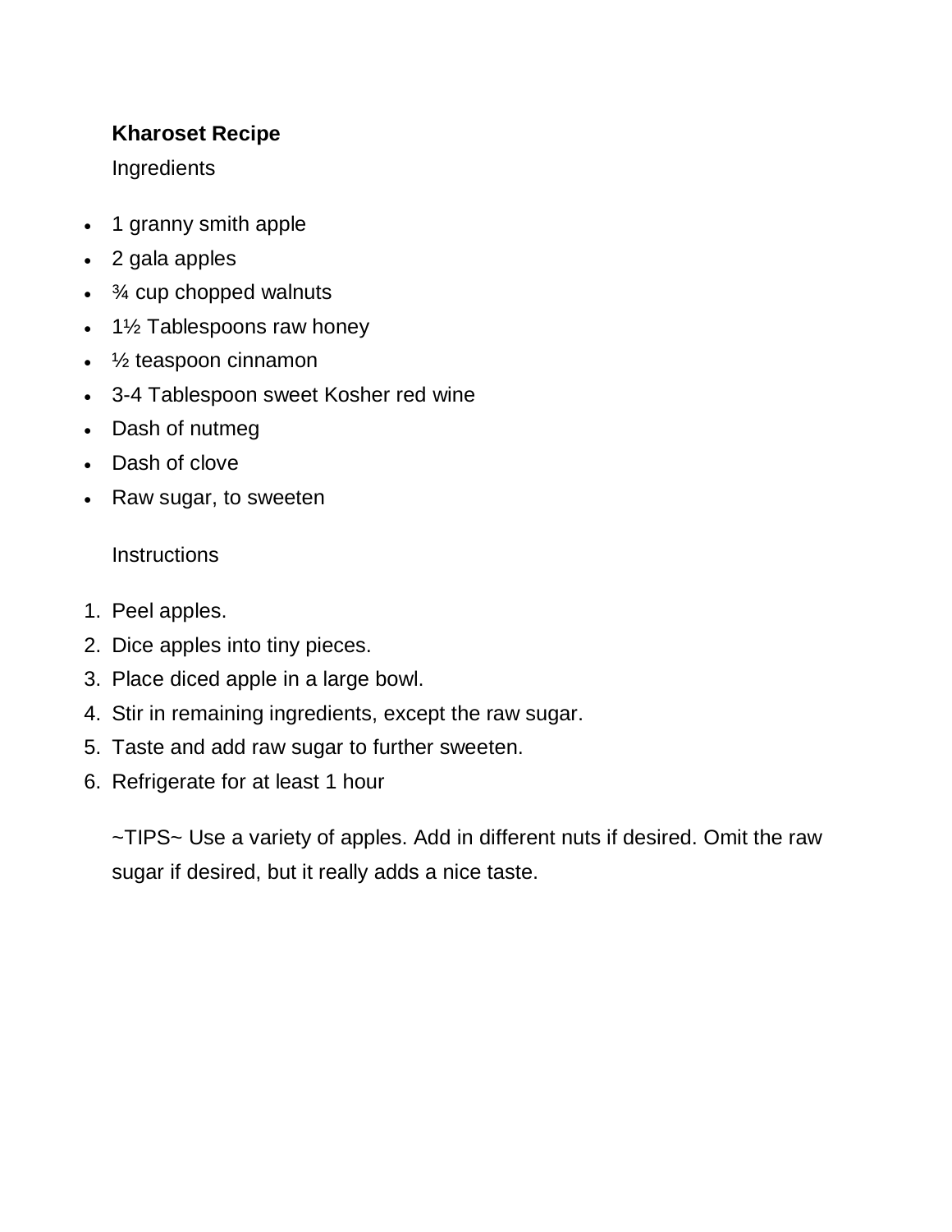**Kharoset Recipe**

Ingredients

- 1 granny smith apple
- 2 gala apples
- ¾ cup chopped walnuts
- 1½ Tablespoons raw honey
- ½ teaspoon cinnamon
- 3-4 Tablespoon sweet Kosher red wine
- Dash of nutmeg
- Dash of clove
- Raw sugar, to sweeten

Instructions

1. Peel apples.
2. Dice apples into tiny pieces.
3. Place diced apple in a large bowl.
4. Stir in remaining ingredients, except the raw sugar.
5. Taste and add raw sugar to further sweeten.
6. Refrigerate for at least 1 hour

~TIPS~ Use a variety of apples. Add in different nuts if desired. Omit the raw sugar if desired, but it really adds a nice taste.